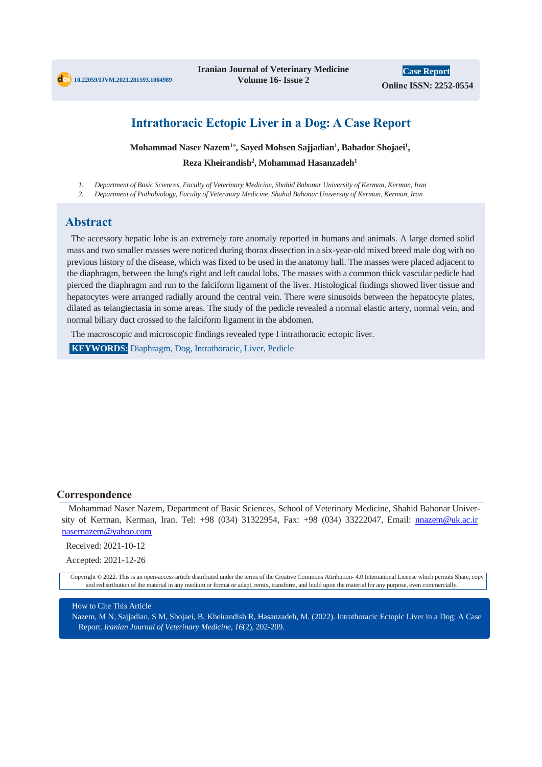10.22059/IJVM.2021.281593.1004989

Iranian Journal of Veterinary Medicine
Volume 16- Issue 2

**Case Report**
**Online ISSN: 2252-0554**

# Intrathoracic Ectopic Liver in a Dog: A Case Report

**Mohammad Naser Nazem[1*], Sayed Mohsen Sajjadian[1], Bahador Shojaei[1], Reza Kheirandish[2], Mohammad Hasanzadeh[1]**

1. *Department of Basic Sciences, Faculty of Veterinary Medicine, Shahid Bahonar University of Kerman, Kerman, Iran*
2. *Department of Pathobiology, Faculty of Veterinary Medicine, Shahid Bahonar University of Kerman, Kerman, Iran*

## Abstract

The accessory hepatic lobe is an extremely rare anomaly reported in humans and animals. A large domed solid mass and two smaller masses were noticed during thorax dissection in a six-year-old mixed breed male dog with no previous history of the disease, which was fixed to be used in the anatomy hall. The masses were placed adjacent to the diaphragm, between the lung's right and left caudal lobs. The masses with a common thick vascular pedicle had pierced the diaphragm and run to the falciform ligament of the liver. Histological findings showed liver tissue and hepatocytes were arranged radially around the central vein. There were sinusoids between the hepatocyte plates, dilated as telangiectasia in some areas. The study of the pedicle revealed a normal elastic artery, normal vein, and normal biliary duct crossed to the falciform ligament in the abdomen.

The macroscopic and microscopic findings revealed type I intrathoracic ectopic liver.

**KEYWORDS:** Diaphragm, Dog, Intrathoracic, Liver, Pedicle

## Correspondence

Mohammad Naser Nazem, Department of Basic Sciences, School of Veterinary Medicine, Shahid Bahonar University of Kerman, Kerman, Iran. Tel: +98 (034) 31322954, Fax: +98 (034) 33222047, Email: nnazem@uk.ac.ir nasernazem@yahoo.com

Received: 2021-10-12

Accepted: 2021-12-26

Copyright © 2022. This is an open-access article distributed under the terms of the Creative Commons Attribution- 4.0 International License which permits Share, copy and redistribution of the material in any medium or format or adapt, remix, transform, and build upon the material for any purpose, even commercially.

How to Cite This Article

Nazem, M N, Sajjadian, S M, Shojaei, B, Kheirandish R, Hasanzadeh, M. (2022). Intrathoracic Ectopic Liver in a Dog: A Case Report. *Iranian Journal of Veterinary Medicine, 16*(2), 202-209.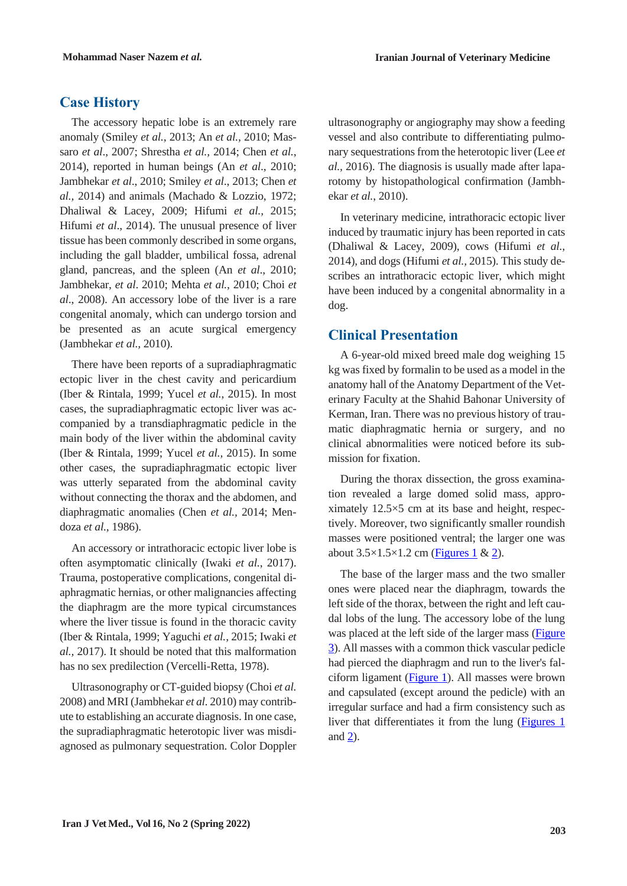## Case History

The accessory hepatic lobe is an extremely rare anomaly (Smiley *et al.,* 2013; An *et al.,* 2010; Massaro *et al*., 2007; Shrestha *et al.,* 2014; Chen *et al.,* 2014), reported in human beings (An *et al*., 2010; Jambhekar *et al*., 2010; Smiley *et al*., 2013; Chen *et al.,* 2014) and animals (Machado & Lozzio, 1972; Dhaliwal & Lacey, 2009; Hifumi *et al.,* 2015; Hifumi *et al*., 2014). The unusual presence of liver tissue has been commonly described in some organs, including the gall bladder, umbilical fossa, adrenal gland, pancreas, and the spleen (An *et al*., 2010; Jambhekar, *et al*. 2010; Mehta *et al.,* 2010; Choi *et al*., 2008). An accessory lobe of the liver is a rare congenital anomaly, which can undergo torsion and be presented as an acute surgical emergency (Jambhekar *et al.,* 2010).

There have been reports of a supradiaphragmatic ectopic liver in the chest cavity and pericardium (Iber & Rintala, 1999; Yucel *et al.,* 2015). In most cases, the supradiaphragmatic ectopic liver was accompanied by a transdiaphragmatic pedicle in the main body of the liver within the abdominal cavity (Iber & Rintala, 1999; Yucel *et al.,* 2015). In some other cases, the supradiaphragmatic ectopic liver was utterly separated from the abdominal cavity without connecting the thorax and the abdomen, and diaphragmatic anomalies (Chen *et al.,* 2014; Mendoza *et al.,* 1986).

An accessory or intrathoracic ectopic liver lobe is often asymptomatic clinically (Iwaki *et al.*, 2017). Trauma, postoperative complications, congenital diaphragmatic hernias, or other malignancies affecting the diaphragm are the more typical circumstances where the liver tissue is found in the thoracic cavity (Iber & Rintala, 1999; Yaguchi *et al.,* 2015; Iwaki *et al.,* 2017). It should be noted that this malformation has no sex predilection (Vercelli-Retta, 1978).

Ultrasonography or CT-guided biopsy (Choi *et al.* 2008) and MRI (Jambhekar *et al.* 2010) may contribute to establishing an accurate diagnosis. In one case, the supradiaphragmatic heterotopic liver was misdiagnosed as pulmonary sequestration. Color Doppler ultrasonography or angiography may show a feeding vessel and also contribute to differentiating pulmonary sequestrations from the heterotopic liver (Lee *et al.*, 2016). The diagnosis is usually made after laparotomy by histopathological confirmation (Jambhekar *et al.*, 2010).

In veterinary medicine, intrathoracic ectopic liver induced by traumatic injury has been reported in cats (Dhaliwal & Lacey, 2009), cows (Hifumi *et al.,* 2014), and dogs (Hifumi *et al.*, 2015). This study describes an intrathoracic ectopic liver, which might have been induced by a congenital abnormality in a dog.

## Clinical Presentation

A 6-year-old mixed breed male dog weighing 15 kg was fixed by formalin to be used as a model in the anatomy hall of the Anatomy Department of the Veterinary Faculty at the Shahid Bahonar University of Kerman, Iran. There was no previous history of traumatic diaphragmatic hernia or surgery, and no clinical abnormalities were noticed before its submission for fixation.

During the thorax dissection, the gross examination revealed a large domed solid mass, approximately 12.5×5 cm at its base and height, respectively. Moreover, two significantly smaller roundish masses were positioned ventral; the larger one was about 3.5×1.5×1.2 cm (Figures 1 & 2).

The base of the larger mass and the two smaller ones were placed near the diaphragm, towards the left side of the thorax, between the right and left caudal lobs of the lung. The accessory lobe of the lung was placed at the left side of the larger mass (Figure 3). All masses with a common thick vascular pedicle had pierced the diaphragm and run to the liver's falciform ligament (Figure 1). All masses were brown and capsulated (except around the pedicle) with an irregular surface and had a firm consistency such as liver that differentiates it from the lung (Figures 1 and 2).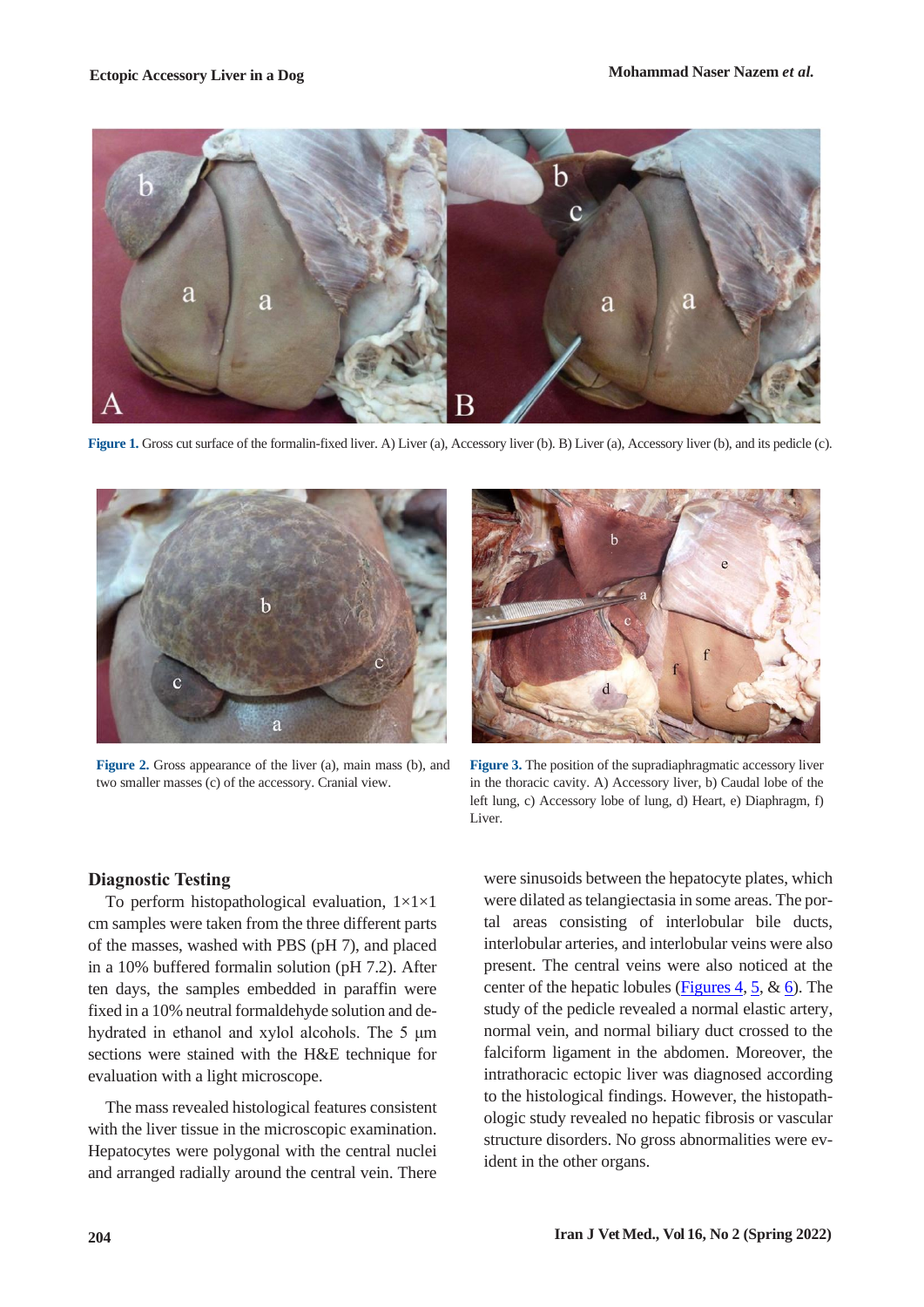Figure 1. Gross cut surface of the formalin-fixed liver. A) Liver (a), Accessory liver (b). B) Liver (a), Accessory liver (b), and its pedicle (c).

Figure 2. Gross appearance of the liver (a), main mass (b), and two smaller masses (c) of the accessory. Cranial view.

Figure 3. The position of the supradiaphragmatic accessory liver in the thoracic cavity. A) Accessory liver, b) Caudal lobe of the left lung, c) Accessory lobe of lung, d) Heart, e) Diaphragm, f) Liver.

## Diagnostic Testing

To perform histopathological evaluation, 1×1×1 cm samples were taken from the three different parts of the masses, washed with PBS (pH 7), and placed in a 10% buffered formalin solution (pH 7.2). After ten days, the samples embedded in paraffin were fixed in a 10% neutral formaldehyde solution and dehydrated in ethanol and xylol alcohols. The 5 μm sections were stained with the H&E technique for evaluation with a light microscope.

The mass revealed histological features consistent with the liver tissue in the microscopic examination. Hepatocytes were polygonal with the central nuclei and arranged radially around the central vein. There were sinusoids between the hepatocyte plates, which were dilated as telangiectasia in some areas. The portal areas consisting of interlobular bile ducts, interlobular arteries, and interlobular veins were also present. The central veins were also noticed at the center of the hepatic lobules (Figures 4, 5, & 6). The study of the pedicle revealed a normal elastic artery, normal vein, and normal biliary duct crossed to the falciform ligament in the abdomen. Moreover, the intrathoracic ectopic liver was diagnosed according to the histological findings. However, the histopathologic study revealed no hepatic fibrosis or vascular structure disorders. No gross abnormalities were evident in the other organs.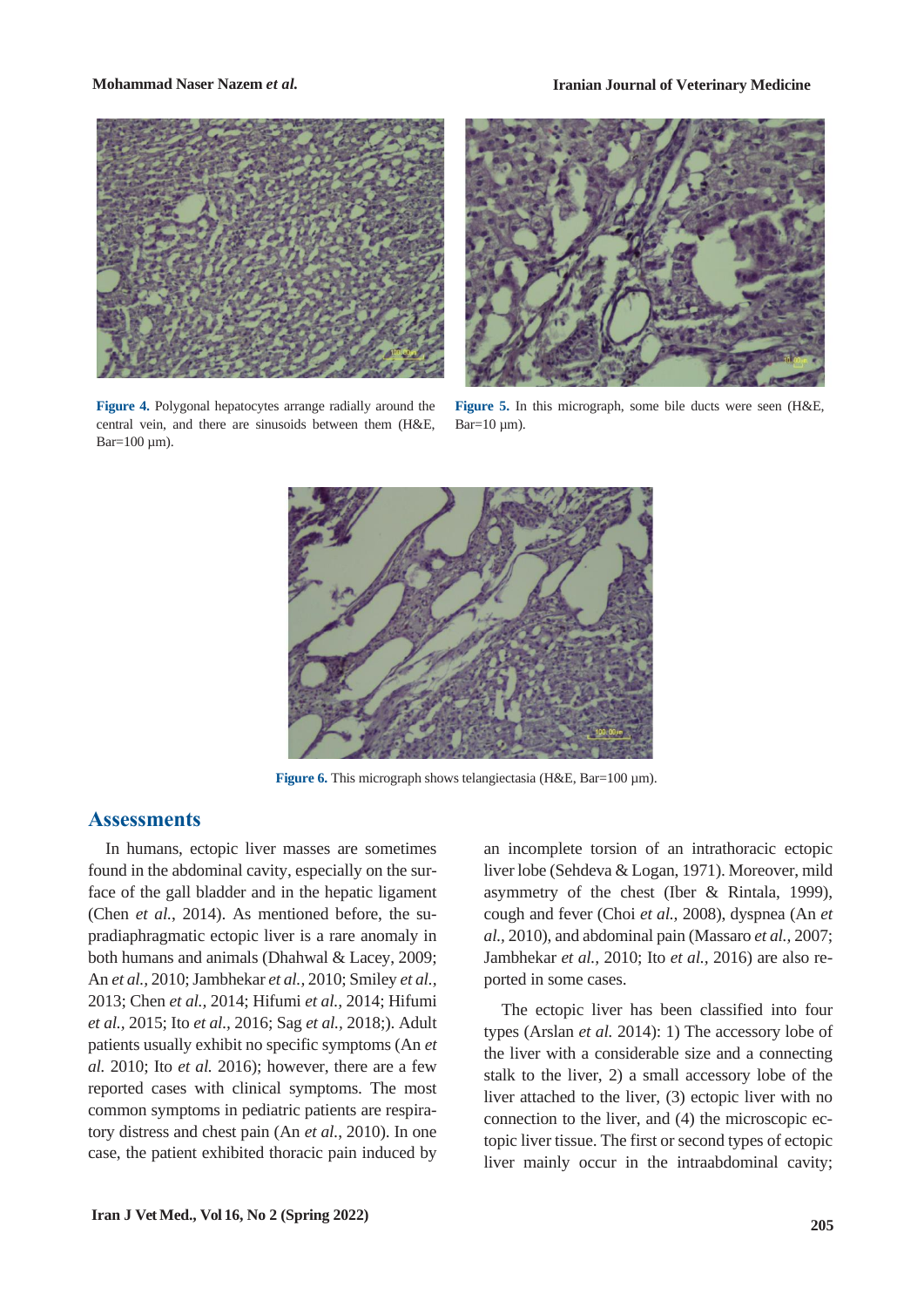**Figure 4.** Polygonal hepatocytes arrange radially around the central vein, and there are sinusoids between them (H&E, Bar=100 µm).

**Figure 5.** In this micrograph, some bile ducts were seen (H&E, Bar=10 µm).

**Figure 6.** This micrograph shows telangiectasia (H&E, Bar=100 µm).

## Assessments

In humans, ectopic liver masses are sometimes found in the abdominal cavity, especially on the surface of the gall bladder and in the hepatic ligament (Chen *et al.*, 2014). As mentioned before, the supradiaphragmatic ectopic liver is a rare anomaly in both humans and animals (Dhahwal & Lacey, 2009; An *et al.*, 2010; Jambhekar *et al.*, 2010; Smiley *et al.*, 2013; Chen *et al.*, 2014; Hifumi *et al.*, 2014; Hifumi *et al.*, 2015; Ito *et al.*, 2016; Sag *et al.*, 2018;). Adult patients usually exhibit no specific symptoms (An *et al.* 2010; Ito *et al.* 2016); however, there are a few reported cases with clinical symptoms. The most common symptoms in pediatric patients are respiratory distress and chest pain (An *et al.*, 2010). In one case, the patient exhibited thoracic pain induced by an incomplete torsion of an intrathoracic ectopic liver lobe (Sehdeva & Logan, 1971). Moreover, mild asymmetry of the chest (Iber & Rintala, 1999), cough and fever (Choi *et al.*, 2008), dyspnea (An *et al.*, 2010), and abdominal pain (Massaro *et al.*, 2007; Jambhekar *et al.*, 2010; Ito *et al.*, 2016) are also reported in some cases.

The ectopic liver has been classified into four types (Arslan *et al.* 2014): 1) The accessory lobe of the liver with a considerable size and a connecting stalk to the liver, 2) a small accessory lobe of the liver attached to the liver, (3) ectopic liver with no connection to the liver, and (4) the microscopic ectopic liver tissue. The first or second types of ectopic liver mainly occur in the intraabdominal cavity;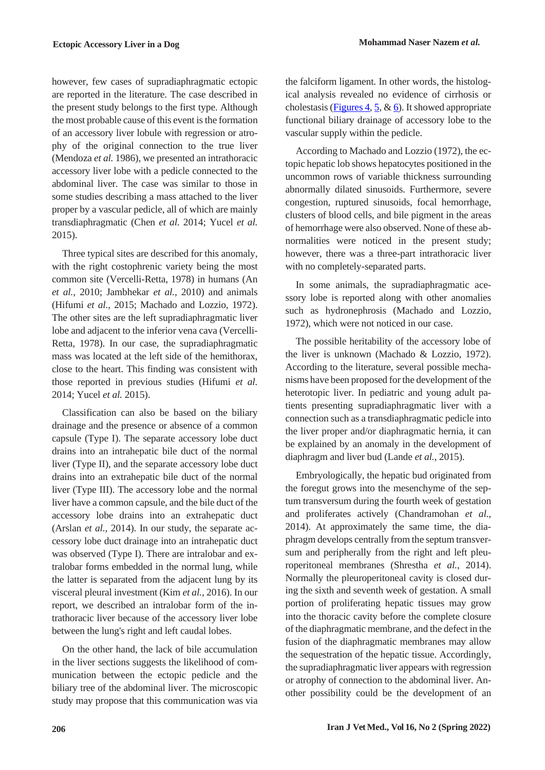however, few cases of supradiaphragmatic ectopic are reported in the literature. The case described in the present study belongs to the first type. Although the most probable cause of this event is the formation of an accessory liver lobule with regression or atrophy of the original connection to the true liver (Mendoza *et al.* 1986), we presented an intrathoracic accessory liver lobe with a pedicle connected to the abdominal liver. The case was similar to those in some studies describing a mass attached to the liver proper by a vascular pedicle, all of which are mainly transdiaphragmatic (Chen *et al.* 2014; Yucel *et al.* 2015).

Three typical sites are described for this anomaly, with the right costophrenic variety being the most common site (Vercelli-Retta, 1978) in humans (An *et al.*, 2010; Jambhekar *et al.*, 2010) and animals (Hifumi *et al.*, 2015; Machado and Lozzio, 1972). The other sites are the left supradiaphragmatic liver lobe and adjacent to the inferior vena cava (Vercelli-Retta, 1978). In our case, the supradiaphragmatic mass was located at the left side of the hemithorax, close to the heart. This finding was consistent with those reported in previous studies (Hifumi *et al.* 2014; Yucel *et al.* 2015).

Classification can also be based on the biliary drainage and the presence or absence of a common capsule (Type I). The separate accessory lobe duct drains into an intrahepatic bile duct of the normal liver (Type II), and the separate accessory lobe duct drains into an extrahepatic bile duct of the normal liver (Type III). The accessory lobe and the normal liver have a common capsule, and the bile duct of the accessory lobe drains into an extrahepatic duct (Arslan *et al.*, 2014). In our study, the separate accessory lobe duct drainage into an intrahepatic duct was observed (Type I). There are intralobar and extralobar forms embedded in the normal lung, while the latter is separated from the adjacent lung by its visceral pleural investment (Kim *et al.*, 2016). In our report, we described an intralobar form of the intrathoracic liver because of the accessory liver lobe between the lung's right and left caudal lobes.

On the other hand, the lack of bile accumulation in the liver sections suggests the likelihood of communication between the ectopic pedicle and the biliary tree of the abdominal liver. The microscopic study may propose that this communication was via the falciform ligament. In other words, the histological analysis revealed no evidence of cirrhosis or cholestasis (Figures 4, 5, & 6). It showed appropriate functional biliary drainage of accessory lobe to the vascular supply within the pedicle.

According to Machado and Lozzio (1972), the ectopic hepatic lob shows hepatocytes positioned in the uncommon rows of variable thickness surrounding abnormally dilated sinusoids. Furthermore, severe congestion, ruptured sinusoids, focal hemorrhage, clusters of blood cells, and bile pigment in the areas of hemorrhage were also observed. None of these abnormalities were noticed in the present study; however, there was a three-part intrathoracic liver with no completely-separated parts.

In some animals, the supradiaphragmatic acessory lobe is reported along with other anomalies such as hydronephrosis (Machado and Lozzio, 1972), which were not noticed in our case.

The possible heritability of the accessory lobe of the liver is unknown (Machado & Lozzio, 1972). According to the literature, several possible mechanisms have been proposed for the development of the heterotopic liver. In pediatric and young adult patients presenting supradiaphragmatic liver with a connection such as a transdiaphragmatic pedicle into the liver proper and/or diaphragmatic hernia, it can be explained by an anomaly in the development of diaphragm and liver bud (Lande *et al.*, 2015).

Embryologically, the hepatic bud originated from the foregut grows into the mesenchyme of the septum transversum during the fourth week of gestation and proliferates actively (Chandramohan *et al.*, 2014). At approximately the same time, the diaphragm develops centrally from the septum transversum and peripherally from the right and left pleuroperitoneal membranes (Shrestha *et al.*, 2014). Normally the pleuroperitoneal cavity is closed during the sixth and seventh week of gestation. A small portion of proliferating hepatic tissues may grow into the thoracic cavity before the complete closure of the diaphragmatic membrane, and the defect in the fusion of the diaphragmatic membranes may allow the sequestration of the hepatic tissue. Accordingly, the supradiaphragmatic liver appears with regression or atrophy of connection to the abdominal liver. Another possibility could be the development of an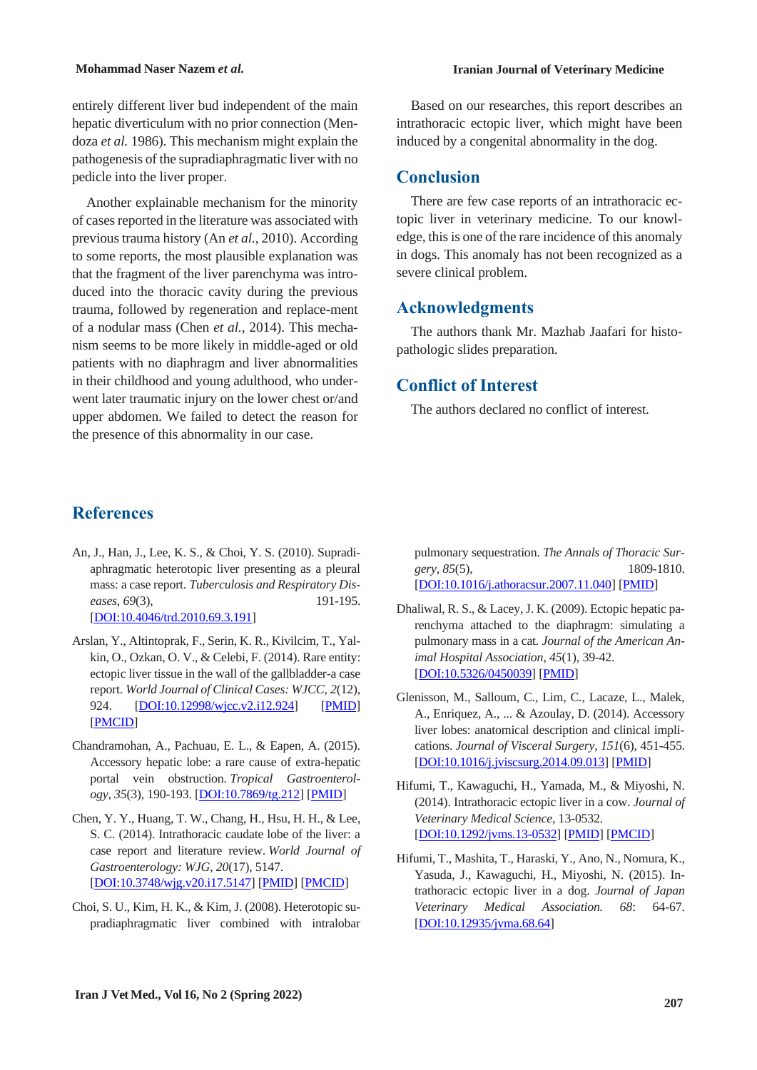entirely different liver bud independent of the main hepatic diverticulum with no prior connection (Mendoza *et al.* 1986). This mechanism might explain the pathogenesis of the supradiaphragmatic liver with no pedicle into the liver proper.

Another explainable mechanism for the minority of cases reported in the literature was associated with previous trauma history (An *et al.*, 2010). According to some reports, the most plausible explanation was that the fragment of the liver parenchyma was introduced into the thoracic cavity during the previous trauma, followed by regeneration and replace-ment of a nodular mass (Chen *et al.*, 2014). This mechanism seems to be more likely in middle-aged or old patients with no diaphragm and liver abnormalities in their childhood and young adulthood, who underwent later traumatic injury on the lower chest or/and upper abdomen. We failed to detect the reason for the presence of this abnormality in our case.

Based on our researches, this report describes an intrathoracic ectopic liver, which might have been induced by a congenital abnormality in the dog.

## Conclusion

There are few case reports of an intrathoracic ectopic liver in veterinary medicine. To our knowledge, this is one of the rare incidence of this anomaly in dogs. This anomaly has not been recognized as a severe clinical problem.

## Acknowledgments

The authors thank Mr. Mazhab Jaafari for histopathologic slides preparation.

## Conflict of Interest

The authors declared no conflict of interest.

## References

An, J., Han, J., Lee, K. S., & Choi, Y. S. (2010). Supradiaphragmatic heterotopic liver presenting as a pleural mass: a case report. *Tuberculosis and Respiratory Diseases*, *69*(3), 191-195. [DOI:10.4046/trd.2010.69.3.191]

Arslan, Y., Altintoprak, F., Serin, K. R., Kivilcim, T., Yalkin, O., Ozkan, O. V., & Celebi, F. (2014). Rare entity: ectopic liver tissue in the wall of the gallbladder-a case report. *World Journal of Clinical Cases: WJCC*, *2*(12), 924. [DOI:10.12998/wjcc.v2.i12.924] [PMID] [PMCID]

Chandramohan, A., Pachuau, E. L., & Eapen, A. (2015). Accessory hepatic lobe: a rare cause of extra-hepatic portal vein obstruction. *Tropical Gastroenterology*, *35*(3), 190-193. [DOI:10.7869/tg.212] [PMID]

Chen, Y. Y., Huang, T. W., Chang, H., Hsu, H. H., & Lee, S. C. (2014). Intrathoracic caudate lobe of the liver: a case report and literature review. *World Journal of Gastroenterology: WJG*, *20*(17), 5147. [DOI:10.3748/wjg.v20.i17.5147] [PMID] [PMCID]

Choi, S. U., Kim, H. K., & Kim, J. (2008). Heterotopic supradiaphragmatic liver combined with intralobar pulmonary sequestration. *The Annals of Thoracic Surgery*, *85*(5), 1809-1810. [DOI:10.1016/j.athoracsur.2007.11.040] [PMID]

Dhaliwal, R. S., & Lacey, J. K. (2009). Ectopic hepatic parenchyma attached to the diaphragm: simulating a pulmonary mass in a cat. *Journal of the American Animal Hospital Association*, *45*(1), 39-42. [DOI:10.5326/0450039] [PMID]

Glenisson, M., Salloum, C., Lim, C., Lacaze, L., Malek, A., Enriquez, A., ... & Azoulay, D. (2014). Accessory liver lobes: anatomical description and clinical implications. *Journal of Visceral Surgery*, *151*(6), 451-455. [DOI:10.1016/j.jviscsurg.2014.09.013] [PMID]

Hifumi, T., Kawaguchi, H., Yamada, M., & Miyoshi, N. (2014). Intrathoracic ectopic liver in a cow. *Journal of Veterinary Medical Science*, 13-0532. [DOI:10.1292/jvms.13-0532] [PMID] [PMCID]

Hifumi, T., Mashita, T., Haraski, Y., Ano, N., Nomura, K., Yasuda, J., Kawaguchi, H., Miyoshi, N. (2015). Intrathoracic ectopic liver in a dog. *Journal of Japan Veterinary Medical Association. 68*: 64-67. [DOI:10.12935/jvma.68.64]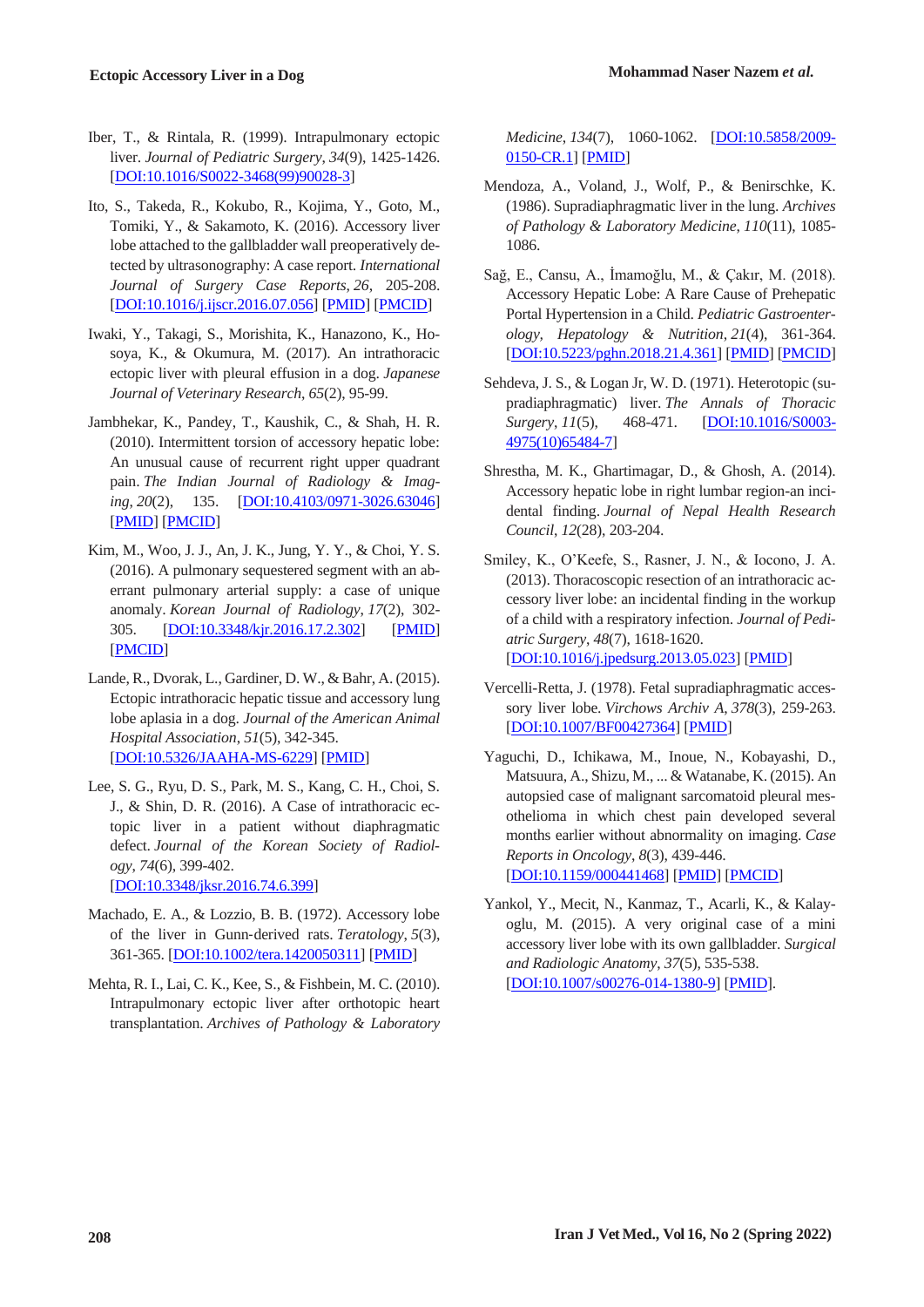Iber, T., & Rintala, R. (1999). Intrapulmonary ectopic liver. *Journal of Pediatric Surgery*, *34*(9), 1425-1426. [DOI:10.1016/S0022-3468(99)90028-3]

Ito, S., Takeda, R., Kokubo, R., Kojima, Y., Goto, M., Tomiki, Y., & Sakamoto, K. (2016). Accessory liver lobe attached to the gallbladder wall preoperatively detected by ultrasonography: A case report. *International Journal of Surgery Case Reports*, *26*, 205-208. [DOI:10.1016/j.ijscr.2016.07.056] [PMID] [PMCID]

Iwaki, Y., Takagi, S., Morishita, K., Hanazono, K., Hosoya, K., & Okumura, M. (2017). An intrathoracic ectopic liver with pleural effusion in a dog. *Japanese Journal of Veterinary Research*, *65*(2), 95-99.

Jambhekar, K., Pandey, T., Kaushik, C., & Shah, H. R. (2010). Intermittent torsion of accessory hepatic lobe: An unusual cause of recurrent right upper quadrant pain. *The Indian Journal of Radiology & Imaging*, *20*(2), 135. [DOI:10.4103/0971-3026.63046] [PMID] [PMCID]

Kim, M., Woo, J. J., An, J. K., Jung, Y. Y., & Choi, Y. S. (2016). A pulmonary sequestered segment with an aberrant pulmonary arterial supply: a case of unique anomaly. *Korean Journal of Radiology*, *17*(2), 302-305. [DOI:10.3348/kjr.2016.17.2.302] [PMID] [PMCID]

Lande, R., Dvorak, L., Gardiner, D. W., & Bahr, A. (2015). Ectopic intrathoracic hepatic tissue and accessory lung lobe aplasia in a dog. *Journal of the American Animal Hospital Association*, *51*(5), 342-345. [DOI:10.5326/JAAHA-MS-6229] [PMID]

Lee, S. G., Ryu, D. S., Park, M. S., Kang, C. H., Choi, S. J., & Shin, D. R. (2016). A Case of intrathoracic ectopic liver in a patient without diaphragmatic defect. *Journal of the Korean Society of Radiology*, *74*(6), 399-402. [DOI:10.3348/jksr.2016.74.6.399]

Machado, E. A., & Lozzio, B. B. (1972). Accessory lobe of the liver in Gunn‐derived rats. *Teratology*, *5*(3), 361-365. [DOI:10.1002/tera.1420050311] [PMID]

Mehta, R. I., Lai, C. K., Kee, S., & Fishbein, M. C. (2010). Intrapulmonary ectopic liver after orthotopic heart transplantation. *Archives of Pathology & Laboratory Medicine*, *134*(7), 1060-1062. [DOI:10.5858/2009-0150-CR.1] [PMID]

Mendoza, A., Voland, J., Wolf, P., & Benirschke, K. (1986). Supradiaphragmatic liver in the lung. *Archives of Pathology & Laboratory Medicine*, *110*(11), 1085-1086.

Sağ, E., Cansu, A., İmamoğlu, M., & Çakır, M. (2018). Accessory Hepatic Lobe: A Rare Cause of Prehepatic Portal Hypertension in a Child. *Pediatric Gastroenterology, Hepatology & Nutrition*, *21*(4), 361-364. [DOI:10.5223/pghn.2018.21.4.361] [PMID] [PMCID]

Sehdeva, J. S., & Logan Jr, W. D. (1971). Heterotopic (supradiaphragmatic) liver. *The Annals of Thoracic Surgery*, *11*(5), 468-471. [DOI:10.1016/S0003-4975(10)65484-7]

Shrestha, M. K., Ghartimagar, D., & Ghosh, A. (2014). Accessory hepatic lobe in right lumbar region-an incidental finding. *Journal of Nepal Health Research Council*, *12*(28), 203-204.

Smiley, K., O'Keefe, S., Rasner, J. N., & Iocono, J. A. (2013). Thoracoscopic resection of an intrathoracic accessory liver lobe: an incidental finding in the workup of a child with a respiratory infection. *Journal of Pediatric Surgery*, *48*(7), 1618-1620. [DOI:10.1016/j.jpedsurg.2013.05.023] [PMID]

Vercelli-Retta, J. (1978). Fetal supradiaphragmatic accessory liver lobe. *Virchows Archiv A*, *378*(3), 259-263. [DOI:10.1007/BF00427364] [PMID]

Yaguchi, D., Ichikawa, M., Inoue, N., Kobayashi, D., Matsuura, A., Shizu, M., ... & Watanabe, K. (2015). An autopsied case of malignant sarcomatoid pleural mesothelioma in which chest pain developed several months earlier without abnormality on imaging. *Case Reports in Oncology*, *8*(3), 439-446. [DOI:10.1159/000441468] [PMID] [PMCID]

Yankol, Y., Mecit, N., Kanmaz, T., Acarli, K., & Kalayoglu, M. (2015). A very original case of a mini accessory liver lobe with its own gallbladder. *Surgical and Radiologic Anatomy*, *37*(5), 535-538. [DOI:10.1007/s00276-014-1380-9] [PMID].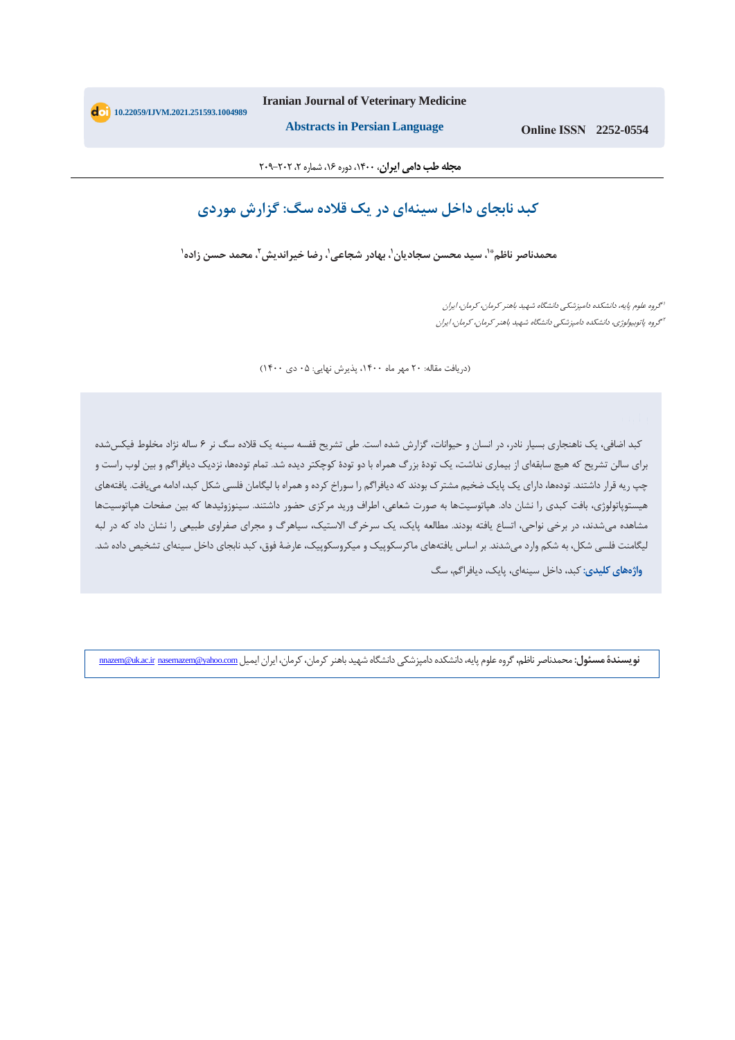Iranian Journal of Veterinary Medicine

10.22059/IJVM.2021.251593.1004989

Abstracts in Persian Language

Online ISSN 2252-0554

**مجله طب دامی ایران**، ۱۴۰۰، دوره ۱۶، شماره ۲، ۲۰۹-۲۰۲

# کبد نابجای داخل سینه‌ای در یک قلاده سگ: گزارش موردی

**محمدناصر ناظم\*[۱]، سید محسن سجادیان[۱]، بهادر شجاعی[۱]، رضا خیراندیش[۲]، محمد حسن زاده[۱]**

*[۱] گروه علوم پایه، دانشکده دامپزشکی دانشگاه شهید باهنر کرمان، کرمان، ایران*

*[۲] گروه پاتوبیولوژی، دانشکده دامپزشکی دانشگاه شهید باهنر کرمان، کرمان، ایران*

(دریافت مقاله: ۲۰ مهر ماه ۱۴۰۰، پذیرش نهایی: ۰۵ دی ۱۴۰۰)

کبد اضافی، یک ناهنجاری بسیار نادر، در انسان و حیوانات، گزارش شده است. طی تشریح قفسه سینه یک قلاده سگ نر ۶ ساله نژاد مخلوط فیکس‌شده برای سالن تشریح که هیچ سابقه‌ای از بیماری نداشت، یک تودهٔ بزرگ همراه با دو تودهٔ کوچکتر دیده شد. تمام توده‌ها، نزدیک دیافراگم و بین لوب راست و چپ ریه قرار داشتند. توده‌ها، دارای یک پایک ضخیم مشترک بودند که دیافراگم را سوراخ کرده و همراه با لیگامان فلسی شکل کبد، ادامه می‌یافت. یافته‌های هیستوپاتولوژی، بافت کبدی را نشان داد. هپاتوسیت‌ها به صورت شعاعی، اطراف ورید مرکزی حضور داشتند. سینوزوئیدها که بین صفحات هپاتوسیت‌ها مشاهده می‌شدند، در برخی نواحی، اتساع یافته بودند. مطالعه پایک، یک سرخرگ الاستیک، سیاهرگ و مجرای صفراوی طبیعی را نشان داد که در لبه لیگامنت فلسی شکل، به شکم وارد می‌شدند. بر اساس یافته‌های ماکرسکوپیک و میکروسکوپیک، عارضهٔ فوق، کبد نابجای داخل سینه‌ای تشخیص داده شد.

**واژه‌های کلیدی:** کبد، داخل سینه‌ای، پایک، دیافراگم، سگ

**نویسندهٔ مسئول:** محمدناصر ناظم، گروه علوم پایه، دانشکده دامپزشکی دانشگاه شهید باهنر کرمان، کرمان، ایران ایمیل nasernazem@yahoo.com nnazem@uk.ac.ir